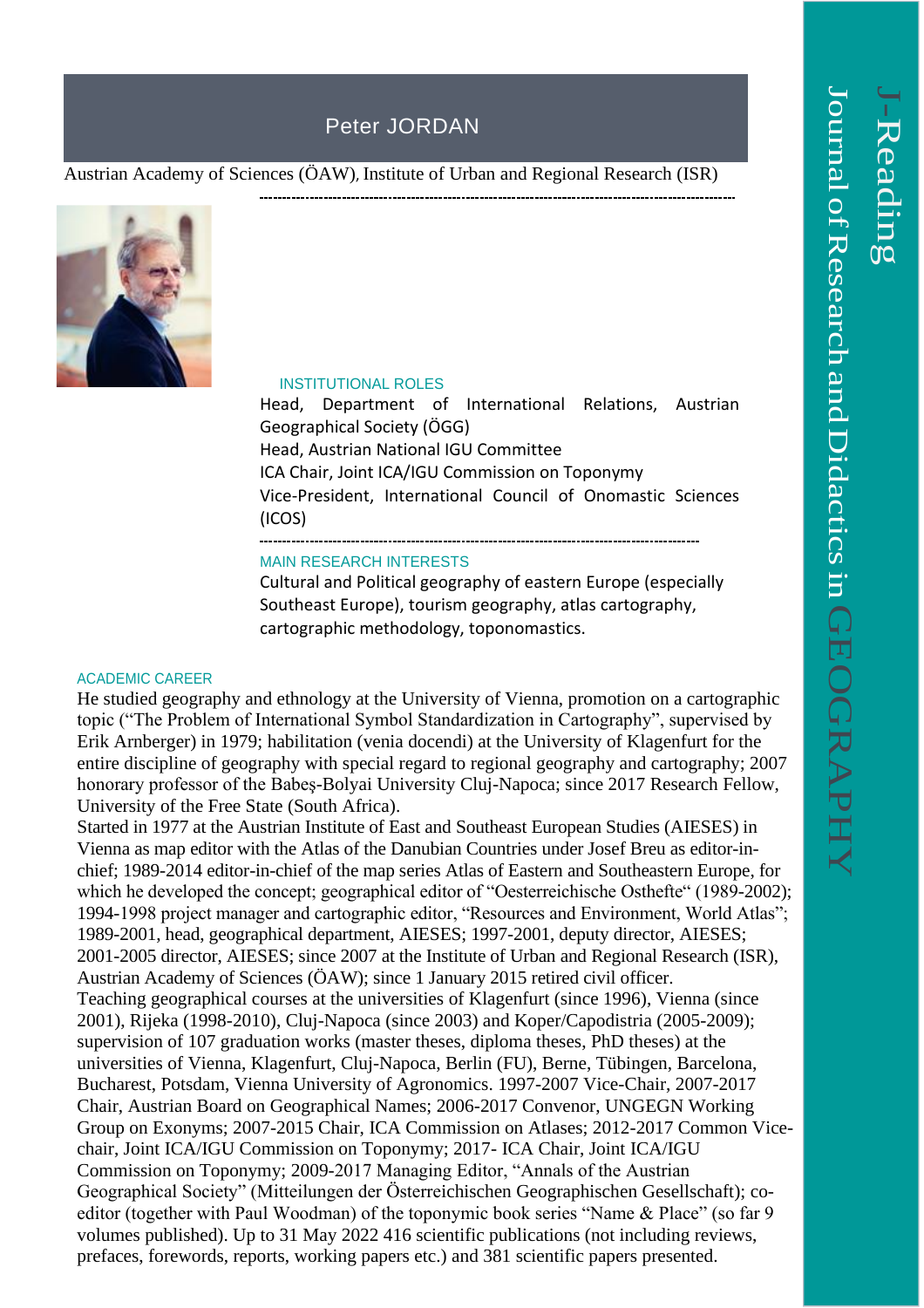# Peter JORDAN

Austrian Academy of Sciences (ÖAW), Institute of Urban and Regional Research (ISR)

## INSTITUTIONAL ROLES

Head, Department of International Relations, Austrian Geographical Society (ÖGG)
Head, Austrian National IGU Committee
ICA Chair, Joint ICA/IGU Commission on Toponymy
Vice-President, International Council of Onomastic Sciences (ICOS)

## MAIN RESEARCH INTERESTS

Cultural and Political geography of eastern Europe (especially Southeast Europe), tourism geography, atlas cartography, cartographic methodology, toponomastics.

## ACADEMIC CAREER

He studied geography and ethnology at the University of Vienna, promotion on a cartographic topic ("The Problem of International Symbol Standardization in Cartography", supervised by Erik Arnberger) in 1979; habilitation (venia docendi) at the University of Klagenfurt for the entire discipline of geography with special regard to regional geography and cartography; 2007 honorary professor of the Babeş-Bolyai University Cluj-Napoca; since 2017 Research Fellow, University of the Free State (South Africa).

Started in 1977 at the Austrian Institute of East and Southeast European Studies (AIESES) in Vienna as map editor with the Atlas of the Danubian Countries under Josef Breu as editor-in-chief; 1989-2014 editor-in-chief of the map series Atlas of Eastern and Southeastern Europe, for which he developed the concept; geographical editor of "Oesterreichische Osthefte" (1989-2002); 1994-1998 project manager and cartographic editor, "Resources and Environment, World Atlas"; 1989-2001, head, geographical department, AIESES; 1997-2001, deputy director, AIESES; 2001-2005 director, AIESES; since 2007 at the Institute of Urban and Regional Research (ISR), Austrian Academy of Sciences (ÖAW); since 1 January 2015 retired civil officer.

Teaching geographical courses at the universities of Klagenfurt (since 1996), Vienna (since 2001), Rijeka (1998-2010), Cluj-Napoca (since 2003) and Koper/Capodistria (2005-2009); supervision of 107 graduation works (master theses, diploma theses, PhD theses) at the universities of Vienna, Klagenfurt, Cluj-Napoca, Berlin (FU), Berne, Tübingen, Barcelona, Bucharest, Potsdam, Vienna University of Agronomics. 1997-2007 Vice-Chair, 2007-2017 Chair, Austrian Board on Geographical Names; 2006-2017 Convenor, UNGEGN Working Group on Exonyms; 2007-2015 Chair, ICA Commission on Atlases; 2012-2017 Common Vice-chair, Joint ICA/IGU Commission on Toponymy; 2017- ICA Chair, Joint ICA/IGU Commission on Toponymy; 2009-2017 Managing Editor, "Annals of the Austrian Geographical Society" (Mitteilungen der Österreichischen Geographischen Gesellschaft); co-editor (together with Paul Woodman) of the toponymic book series "Name & Place" (so far 9 volumes published). Up to 31 May 2022 416 scientific publications (not including reviews, prefaces, forewords, reports, working papers etc.) and 381 scientific papers presented.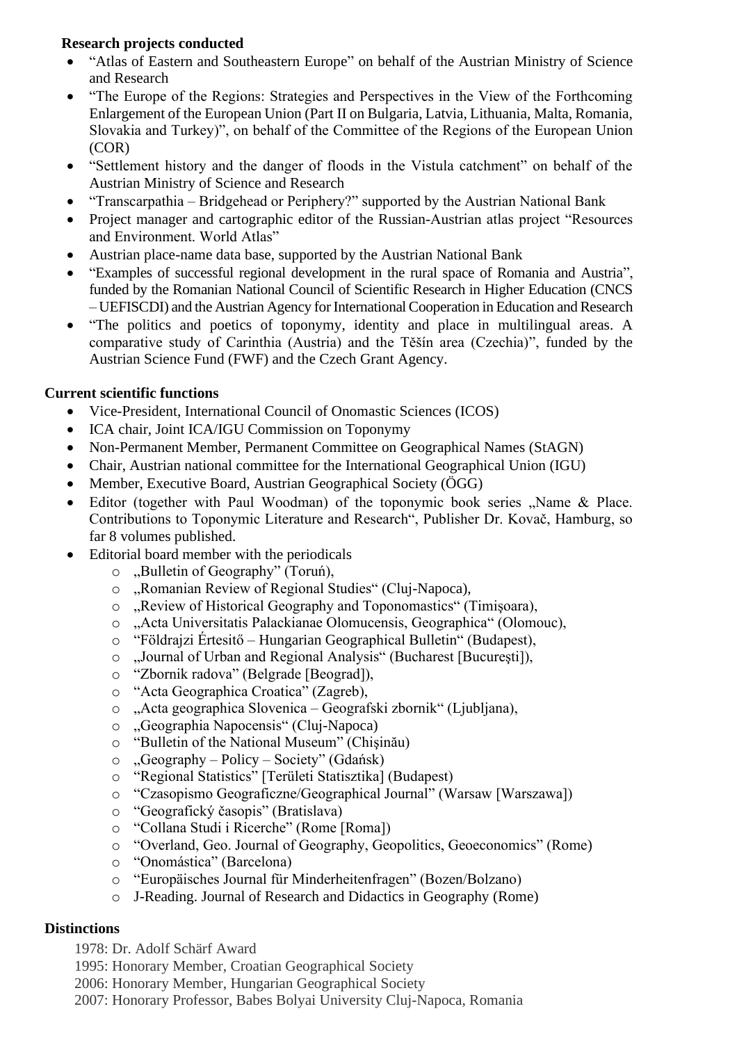**Research projects conducted**

- "Atlas of Eastern and Southeastern Europe" on behalf of the Austrian Ministry of Science and Research
- "The Europe of the Regions: Strategies and Perspectives in the View of the Forthcoming Enlargement of the European Union (Part II on Bulgaria, Latvia, Lithuania, Malta, Romania, Slovakia and Turkey)", on behalf of the Committee of the Regions of the European Union (COR)
- "Settlement history and the danger of floods in the Vistula catchment" on behalf of the Austrian Ministry of Science and Research
- "Transcarpathia – Bridgehead or Periphery?" supported by the Austrian National Bank
- Project manager and cartographic editor of the Russian-Austrian atlas project "Resources and Environment. World Atlas"
- Austrian place-name data base, supported by the Austrian National Bank
- "Examples of successful regional development in the rural space of Romania and Austria", funded by the Romanian National Council of Scientific Research in Higher Education (CNCS – UEFISCDI) and the Austrian Agency for International Cooperation in Education and Research
- "The politics and poetics of toponymy, identity and place in multilingual areas. A comparative study of Carinthia (Austria) and the Těšín area (Czechia)", funded by the Austrian Science Fund (FWF) and the Czech Grant Agency.

**Current scientific functions**

- Vice-President, International Council of Onomastic Sciences (ICOS)
- ICA chair, Joint ICA/IGU Commission on Toponymy
- Non-Permanent Member, Permanent Committee on Geographical Names (StAGN)
- Chair, Austrian national committee for the International Geographical Union (IGU)
- Member, Executive Board, Austrian Geographical Society (ÖGG)
- Editor (together with Paul Woodman) of the toponymic book series „Name & Place. Contributions to Toponymic Literature and Research", Publisher Dr. Kovač, Hamburg, so far 8 volumes published.
- Editorial board member with the periodicals
    - „Bulletin of Geography" (Toruń),
    - „Romanian Review of Regional Studies" (Cluj-Napoca),
    - „Review of Historical Geography and Toponomastics" (Timişoara),
    - „Acta Universitatis Palackianae Olomucensis, Geographica" (Olomouc),
    - "Földrajzi Értesitő – Hungarian Geographical Bulletin" (Budapest),
    - „Journal of Urban and Regional Analysis" (Bucharest [Bucureşti]),
    - "Zbornik radova" (Belgrade [Beograd]),
    - "Acta Geographica Croatica" (Zagreb),
    - „Acta geographica Slovenica – Geografski zbornik" (Ljubljana),
    - „Geographia Napocensis" (Cluj-Napoca)
    - "Bulletin of the National Museum" (Chişinău)
    - „Geography – Policy – Society" (Gdańsk)
    - "Regional Statistics" [Területi Statisztika] (Budapest)
    - "Czasopismo Geograficzne/Geographical Journal" (Warsaw [Warszawa])
    - "Geografický časopis" (Bratislava)
    - "Collana Studi i Ricerche" (Rome [Roma])
    - "Overland, Geo. Journal of Geography, Geopolitics, Geoeconomics" (Rome)
    - "Onomástica" (Barcelona)
    - "Europäisches Journal für Minderheitenfragen" (Bozen/Bolzano)
    - J-Reading. Journal of Research and Didactics in Geography (Rome)

**Distinctions**

1978: Dr. Adolf Schärf Award
1995: Honorary Member, Croatian Geographical Society
2006: Honorary Member, Hungarian Geographical Society
2007: Honorary Professor, Babes Bolyai University Cluj-Napoca, Romania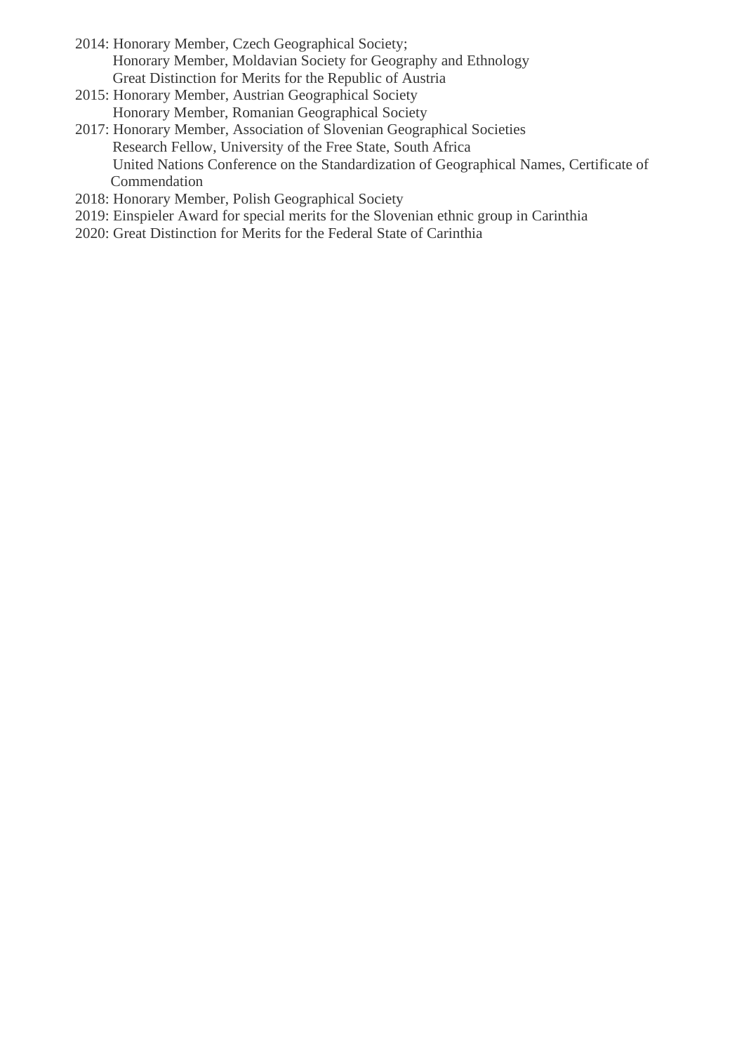2014: Honorary Member, Czech Geographical Society;
Honorary Member, Moldavian Society for Geography and Ethnology
Great Distinction for Merits for the Republic of Austria
2015: Honorary Member, Austrian Geographical Society
Honorary Member, Romanian Geographical Society
2017: Honorary Member, Association of Slovenian Geographical Societies
Research Fellow, University of the Free State, South Africa
United Nations Conference on the Standardization of Geographical Names, Certificate of Commendation
2018: Honorary Member, Polish Geographical Society
2019: Einspieler Award for special merits for the Slovenian ethnic group in Carinthia
2020: Great Distinction for Merits for the Federal State of Carinthia